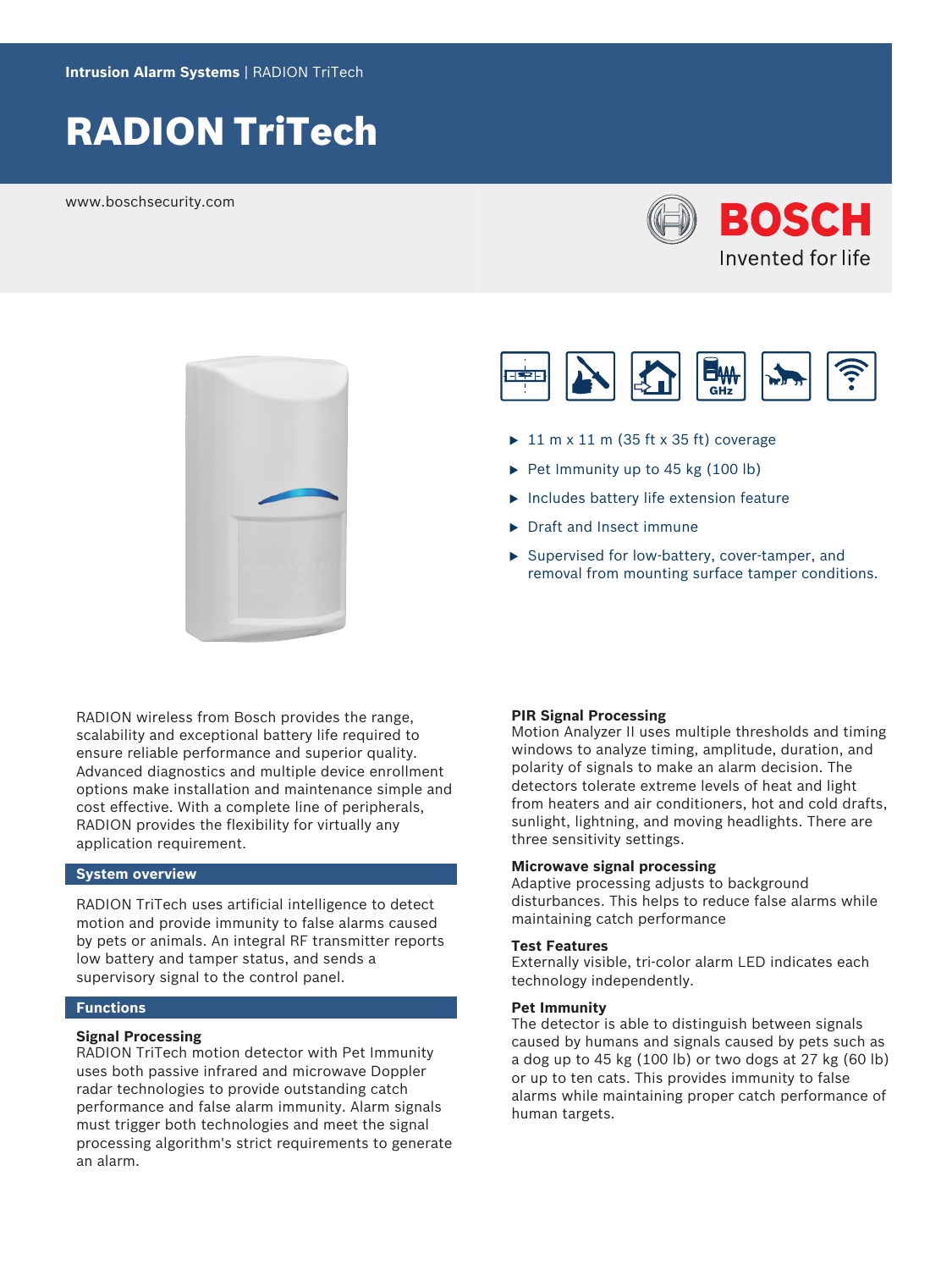Intrusion Alarm Systems | RADION TriTech

# RADION TriTech

www.boschsecurity.com

BOSCH

Invented for life

- 11 m x 11 m (35 ft x 35 ft) coverage
- Pet Immunity up to 45 kg (100 lb)
- Includes battery life extension feature
- Draft and Insect immune
- Supervised for low-battery, cover-tamper, and removal from mounting surface tamper conditions.

RADION wireless from Bosch provides the range, scalability and exceptional battery life required to ensure reliable performance and superior quality. Advanced diagnostics and multiple device enrollment options make installation and maintenance simple and cost effective. With a complete line of peripherals, RADION provides the flexibility for virtually any application requirement.

## System overview

RADION TriTech uses artificial intelligence to detect motion and provide immunity to false alarms caused by pets or animals. An integral RF transmitter reports low battery and tamper status, and sends a supervisory signal to the control panel.

## Functions

### Signal Processing

RADION TriTech motion detector with Pet Immunity uses both passive infrared and microwave Doppler radar technologies to provide outstanding catch performance and false alarm immunity. Alarm signals must trigger both technologies and meet the signal processing algorithm's strict requirements to generate an alarm.

### PIR Signal Processing

Motion Analyzer II uses multiple thresholds and timing windows to analyze timing, amplitude, duration, and polarity of signals to make an alarm decision. The detectors tolerate extreme levels of heat and light from heaters and air conditioners, hot and cold drafts, sunlight, lightning, and moving headlights. There are three sensitivity settings.

### Microwave signal processing

Adaptive processing adjusts to background disturbances. This helps to reduce false alarms while maintaining catch performance

### Test Features

Externally visible, tri-color alarm LED indicates each technology independently.

### Pet Immunity

The detector is able to distinguish between signals caused by humans and signals caused by pets such as a dog up to 45 kg (100 lb) or two dogs at 27 kg (60 lb) or up to ten cats. This provides immunity to false alarms while maintaining proper catch performance of human targets.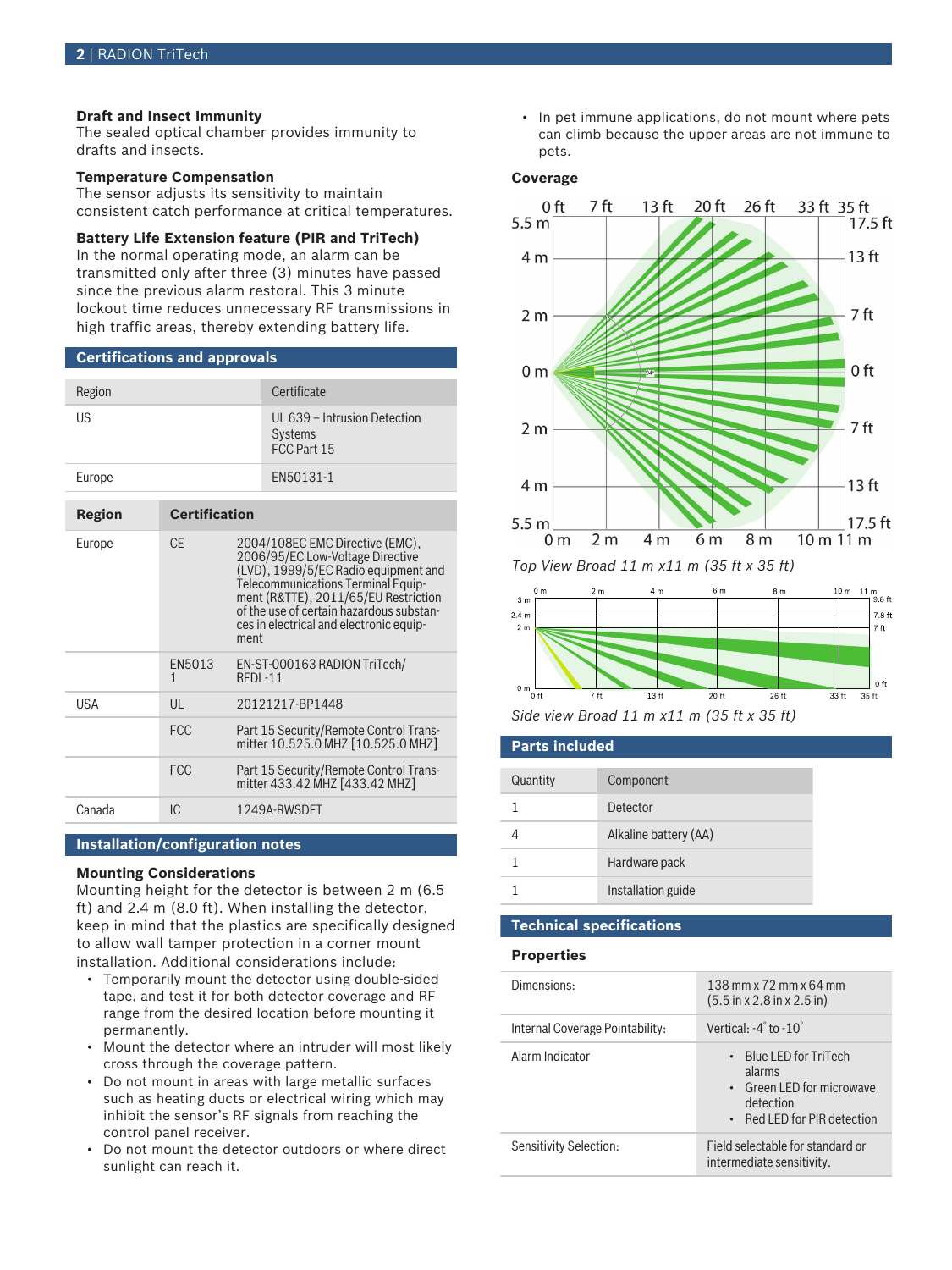### Draft and Insect Immunity

The sealed optical chamber provides immunity to drafts and insects.

### Temperature Compensation

The sensor adjusts its sensitivity to maintain consistent catch performance at critical temperatures.

### Battery Life Extension feature (PIR and TriTech)

In the normal operating mode, an alarm can be transmitted only after three (3) minutes have passed since the previous alarm restoral. This 3 minute lockout time reduces unnecessary RF transmissions in high traffic areas, thereby extending battery life.

## Certifications and approvals

| Region | Certificate |
| --- | --- |
| US | UL 639 – Intrusion Detection Systems<br>FCC Part 15 |
| Europe | EN50131-1 |

| Region | Certification | |
| --- | --- | --- |
| Europe | CE | 2004/108EC EMC Directive (EMC), 2006/95/EC Low-Voltage Directive (LVD), 1999/5/EC Radio equipment and Telecommunications Terminal Equipment (R&TTE), 2011/65/EU Restriction of the use of certain hazardous substances in electrical and electronic equipment |
| | EN50131 | EN-ST-000163 RADION TriTech/RFDL-11 |
| USA | UL | 20121217-BP1448 |
| | FCC | Part 15 Security/Remote Control Transmitter 10.525.0 MHZ [10.525.0 MHZ] |
| | FCC | Part 15 Security/Remote Control Transmitter 433.42 MHZ [433.42 MHZ] |
| Canada | IC | 1249A-RWSDFT |

## Installation/configuration notes

### Mounting Considerations

Mounting height for the detector is between 2 m (6.5 ft) and 2.4 m (8.0 ft). When installing the detector, keep in mind that the plastics are specifically designed to allow wall tamper protection in a corner mount installation. Additional considerations include:

- Temporarily mount the detector using double-sided tape, and test it for both detector coverage and RF range from the desired location before mounting it permanently.
- Mount the detector where an intruder will most likely cross through the coverage pattern.
- Do not mount in areas with large metallic surfaces such as heating ducts or electrical wiring which may inhibit the sensor's RF signals from reaching the control panel receiver.
- Do not mount the detector outdoors or where direct sunlight can reach it.
- In pet immune applications, do not mount where pets can climb because the upper areas are not immune to pets.

### Coverage

*Top View Broad 11 m x11 m (35 ft x 35 ft)*

*Side view Broad 11 m x11 m (35 ft x 35 ft)*

## Parts included

| Quantity | Component |
| --- | --- |
| 1 | Detector |
| 4 | Alkaline battery (AA) |
| 1 | Hardware pack |
| 1 | Installation guide |

## Technical specifications

### Properties

| | |
| --- | --- |
| Dimensions: | 138 mm x 72 mm x 64 mm (5.5 in x 2.8 in x 2.5 in) |
| Internal Coverage Pointability: | Vertical: -4° to -10° |
| Alarm Indicator | • Blue LED for TriTech alarms<br>• Green LED for microwave detection<br>• Red LED for PIR detection |
| Sensitivity Selection: | Field selectable for standard or intermediate sensitivity. |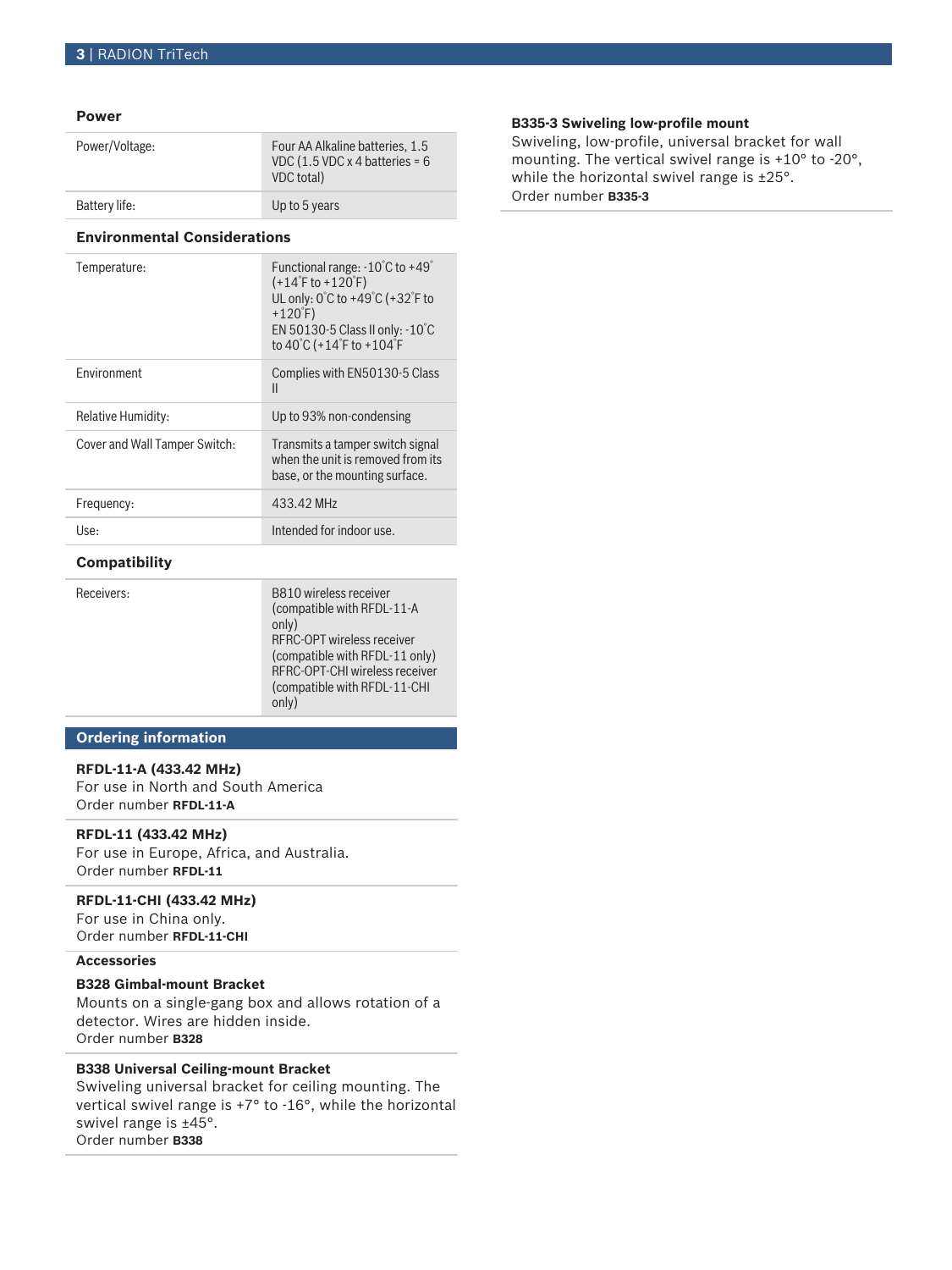### Power

| | |
|---|---|
| Power/Voltage: | Four AA Alkaline batteries, 1.5 VDC (1.5 VDC x 4 batteries = 6 VDC total) |
| Battery life: | Up to 5 years |

### Environmental Considerations

| | |
|---|---|
| Temperature: | Functional range: -10˚C to +49˚ (+14˚F to +120˚F)<br>UL only: 0˚C to +49˚C (+32˚F to +120˚F)<br>EN 50130-5 Class II only: -10˚C to 40˚C (+14˚F to +104˚F |
| Environment | Complies with EN50130-5 Class II |
| Relative Humidity: | Up to 93% non-condensing |
| Cover and Wall Tamper Switch: | Transmits a tamper switch signal when the unit is removed from its base, or the mounting surface. |
| Frequency: | 433.42 MHz |
| Use: | Intended for indoor use. |

### Compatibility

| | |
|---|---|
| Receivers: | B810 wireless receiver (compatible with RFDL-11-A only)<br>RFRC-OPT wireless receiver (compatible with RFDL-11 only)<br>RFRC-OPT-CHI wireless receiver (compatible with RFDL-11-CHI only) |

## Ordering information

**RFDL-11-A (433.42 MHz)**
For use in North and South America
Order number **RFDL-11-A**

**RFDL-11 (433.42 MHz)**
For use in Europe, Africa, and Australia.
Order number **RFDL-11**

**RFDL-11-CHI (433.42 MHz)**
For use in China only.
Order number **RFDL-11-CHI**

### Accessories

**B328 Gimbal-mount Bracket**
Mounts on a single-gang box and allows rotation of a detector. Wires are hidden inside.
Order number **B328**

**B338 Universal Ceiling-mount Bracket**
Swiveling universal bracket for ceiling mounting. The vertical swivel range is +7° to -16°, while the horizontal swivel range is ±45°.
Order number **B338**

**B335-3 Swiveling low-profile mount**
Swiveling, low-profile, universal bracket for wall mounting. The vertical swivel range is +10° to -20°, while the horizontal swivel range is ±25°.
Order number **B335-3**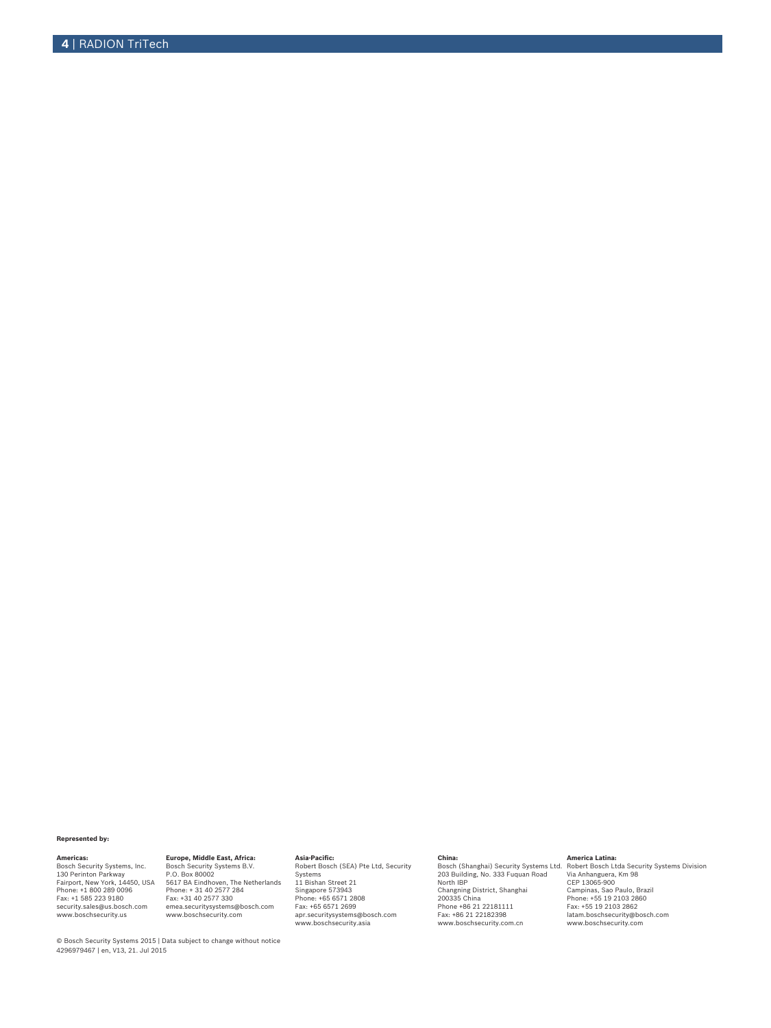**Represented by:**

**Americas:**
Bosch Security Systems, Inc.
130 Perinton Parkway
Fairport, New York, 14450, USA
Phone: +1 800 289 0096
Fax: +1 585 223 9180
security.sales@us.bosch.com
www.boschsecurity.us

**Europe, Middle East, Africa:**
Bosch Security Systems B.V.
P.O. Box 80002
5617 BA Eindhoven, The Netherlands
Phone: + 31 40 2577 284
Fax: +31 40 2577 330
emea.securitysystems@bosch.com
www.boschsecurity.com

**Asia-Pacific:**
Robert Bosch (SEA) Pte Ltd, Security Systems
11 Bishan Street 21
Singapore 573943
Phone: +65 6571 2808
Fax: +65 6571 2699
apr.securitysystems@bosch.com
www.boschsecurity.asia

**China:**
Bosch (Shanghai) Security Systems Ltd.
203 Building, No. 333 Fuquan Road
North IBP
Changning District, Shanghai
200335 China
Phone +86 21 22181111
Fax: +86 21 22182398
www.boschsecurity.com.cn

**America Latina:**
Robert Bosch Ltda Security Systems Division
Via Anhanguera, Km 98
CEP 13065-900
Campinas, Sao Paulo, Brazil
Phone: +55 19 2103 2860
Fax: +55 19 2103 2862
latam.boschsecurity@bosch.com
www.boschsecurity.com

© Bosch Security Systems 2015 | Data subject to change without notice
4296979467 | en, V13, 21. Jul 2015